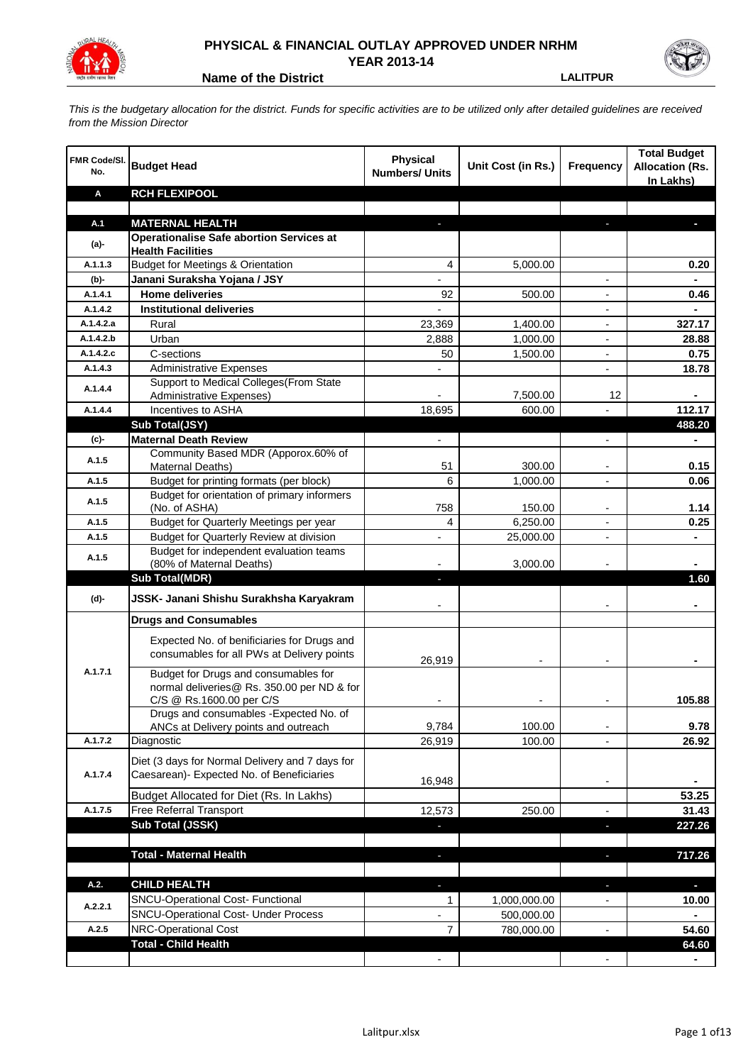# PHYSICAL & FINANCIAL OUTLAY APPROVED UNDER NRHM
## YEAR 2013-14

**Name of the District** LALITPUR

*This is the budgetary allocation for the district. Funds for specific activities are to be utilized only after detailed guidelines are received from the Mission Director*

| FMR Code/Sl. No. | Budget Head | Physical Numbers/ Units | Unit Cost (in Rs.) | Frequency | Total Budget Allocation (Rs. In Lakhs) |
|---|---|---|---|---|---|
| **A** | **RCH FLEXIPOOL** | | | | |
| | | | | | |
| **A.1** | **MATERNAL HEALTH** | - | | - | - |
| (a)- | **Operationalise Safe abortion Services at Health Facilities** | | | | |
| A.1.1.3 | Budget for Meetings & Orientation | 4 | 5,000.00 | | 0.20 |
| (b)- | **Janani Suraksha Yojana / JSY** | - | | - | - |
| A.1.4.1 | **Home deliveries** | 92 | 500.00 | - | 0.46 |
| A.1.4.2 | **Institutional deliveries** | - | | - | - |
| A.1.4.2.a | Rural | 23,369 | 1,400.00 | - | 327.17 |
| A.1.4.2.b | Urban | 2,888 | 1,000.00 | - | 28.88 |
| A.1.4.2.c | C-sections | 50 | 1,500.00 | - | 0.75 |
| A.1.4.3 | Administrative Expenses | - | | - | 18.78 |
| A.1.4.4 | Support to Medical Colleges(From State Administrative Expenses) | - | 7,500.00 | 12 | - |
| A.1.4.4 | Incentives to ASHA | 18,695 | 600.00 | - | 112.17 |
| | **Sub Total(JSY)** | | | | **488.20** |
| (c)- | **Maternal Death Review** | - | | - | - |
| A.1.5 | Community Based MDR (Apporox.60% of Maternal Deaths) | 51 | 300.00 | - | 0.15 |
| A.1.5 | Budget for printing formats (per block) | 6 | 1,000.00 | - | 0.06 |
| A.1.5 | Budget for orientation of primary informers (No. of ASHA) | 758 | 150.00 | - | 1.14 |
| A.1.5 | Budget for Quarterly Meetings per year | 4 | 6,250.00 | - | 0.25 |
| A.1.5 | Budget for Quarterly Review at division | - | 25,000.00 | - | - |
| A.1.5 | Budget for independent evaluation teams (80% of Maternal Deaths) | - | 3,000.00 | - | - |
| | **Sub Total(MDR)** | - | | - | **1.60** |
| (d)- | **JSSK- Janani Shishu Surakhsha Karyakram** | - | | - | - |
| | **Drugs and Consumables** | | | | |
| A.1.7.1 | Expected No. of benificiaries for Drugs and consumables for all PWs at Delivery points | 26,919 | - | - | - |
| | Budget for Drugs and consumables for normal deliveries@ Rs. 350.00 per ND & for C/S @ Rs.1600.00 per C/S | - | - | - | 105.88 |
| | Drugs and consumables -Expected No. of ANCs at Delivery points and outreach | 9,784 | 100.00 | - | 9.78 |
| A.1.7.2 | Diagnostic | 26,919 | 100.00 | - | 26.92 |
| A.1.7.4 | Diet (3 days for Normal Delivery and 7 days for Caesarean)- Expected No. of Beneficiaries | 16,948 | | - | - |
| | Budget Allocated for Diet (Rs. In Lakhs) | | | | 53.25 |
| A.1.7.5 | Free Referral Transport | 12,573 | 250.00 | - | 31.43 |
| | **Sub Total (JSSK)** | - | | - | **227.26** |
| | | | | | |
| | **Total - Maternal Health** | - | | - | **717.26** |
| | | | | | |
| **A.2.** | **CHILD HEALTH** | - | | - | - |
| A.2.2.1 | SNCU-Operational Cost- Functional | 1 | 1,000,000.00 | - | 10.00 |
| | SNCU-Operational Cost- Under Process | - | 500,000.00 | | - |
| A.2.5 | NRC-Operational Cost | 7 | 780,000.00 | - | 54.60 |
| | **Total - Child Health** | | | | **64.60** |
| | | - | | - | - |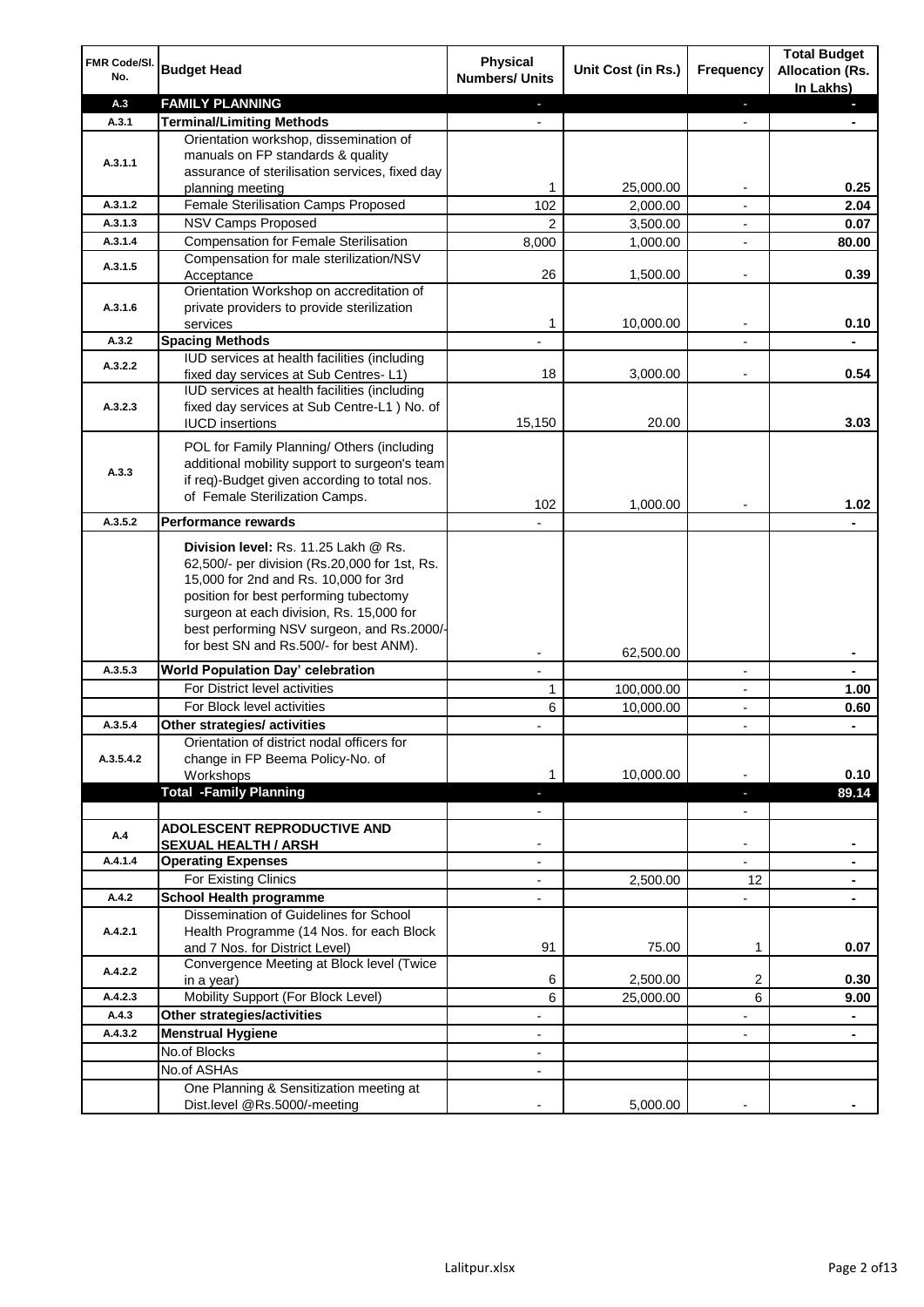| FMR Code/Sl. No. | Budget Head | Physical Numbers/ Units | Unit Cost (in Rs.) | Frequency | Total Budget Allocation (Rs. In Lakhs) |
|---|---|---|---|---|---|
| A.3 | **FAMILY PLANNING** | - | | - | - |
| A.3.1 | **Terminal/Limiting Methods** | - | | - | - |
| A.3.1.1 | Orientation workshop, dissemination of manuals on FP standards & quality assurance of sterilisation services, fixed day planning meeting | 1 | 25,000.00 | - | **0.25** |
| A.3.1.2 | Female Sterilisation Camps Proposed | 102 | 2,000.00 | - | **2.04** |
| A.3.1.3 | NSV Camps Proposed | 2 | 3,500.00 | - | **0.07** |
| A.3.1.4 | Compensation for Female Sterilisation | 8,000 | 1,000.00 | - | **80.00** |
| A.3.1.5 | Compensation for male sterilization/NSV Acceptance | 26 | 1,500.00 | - | **0.39** |
| A.3.1.6 | Orientation Workshop on accreditation of private providers to provide sterilization services | 1 | 10,000.00 | - | **0.10** |
| A.3.2 | **Spacing Methods** | - | | - | - |
| A.3.2.2 | IUD services at health facilities (including fixed day services at Sub Centres- L1) | 18 | 3,000.00 | - | **0.54** |
| A.3.2.3 | IUD services at health facilities (including fixed day services at Sub Centre-L1 ) No. of IUCD insertions | 15,150 | 20.00 | | **3.03** |
| A.3.3 | POL for Family Planning/ Others (including additional mobility support to surgeon's team if req)-Budget given according to total nos. of Female Sterilization Camps. | 102 | 1,000.00 | - | **1.02** |
| A.3.5.2 | **Performance rewards** | - | | | - |
| | **Division level:** Rs. 11.25 Lakh @ Rs. 62,500/- per division (Rs.20,000 for 1st, Rs. 15,000 for 2nd and Rs. 10,000 for 3rd position for best performing tubectomy surgeon at each division, Rs. 15,000 for best performing NSV surgeon, and Rs.2000/- for best SN and Rs.500/- for best ANM). | - | 62,500.00 | | - |
| A.3.5.3 | **World Population Day' celebration** | - | | - | - |
| | For District level activities | 1 | 100,000.00 | - | **1.00** |
| | For Block level activities | 6 | 10,000.00 | - | **0.60** |
| A.3.5.4 | **Other strategies/ activities** | - | | - | - |
| A.3.5.4.2 | Orientation of district nodal officers for change in FP Beema Policy-No. of Workshops | 1 | 10,000.00 | - | **0.10** |
| | **Total -Family Planning** | - | | - | **89.14** |
| | | - | | - | |
| A.4 | **ADOLESCENT REPRODUCTIVE AND SEXUAL HEALTH / ARSH** | - | | - | - |
| A.4.1.4 | **Operating Expenses** | - | | - | - |
| | For Existing Clinics | - | 2,500.00 | 12 | - |
| A.4.2 | **School Health programme** | - | | - | - |
| A.4.2.1 | Dissemination of Guidelines for School Health Programme (14 Nos. for each Block and 7 Nos. for District Level) | 91 | 75.00 | 1 | **0.07** |
| A.4.2.2 | Convergence Meeting at Block level (Twice in a year) | 6 | 2,500.00 | 2 | **0.30** |
| A.4.2.3 | Mobility Support (For Block Level) | 6 | 25,000.00 | 6 | **9.00** |
| A.4.3 | **Other strategies/activities** | - | | - | - |
| A.4.3.2 | **Menstrual Hygiene** | - | | - | - |
| | No.of Blocks | - | | | |
| | No.of ASHAs | - | | | |
| | One Planning & Sensitization meeting at Dist.level @Rs.5000/-meeting | - | 5,000.00 | - | - |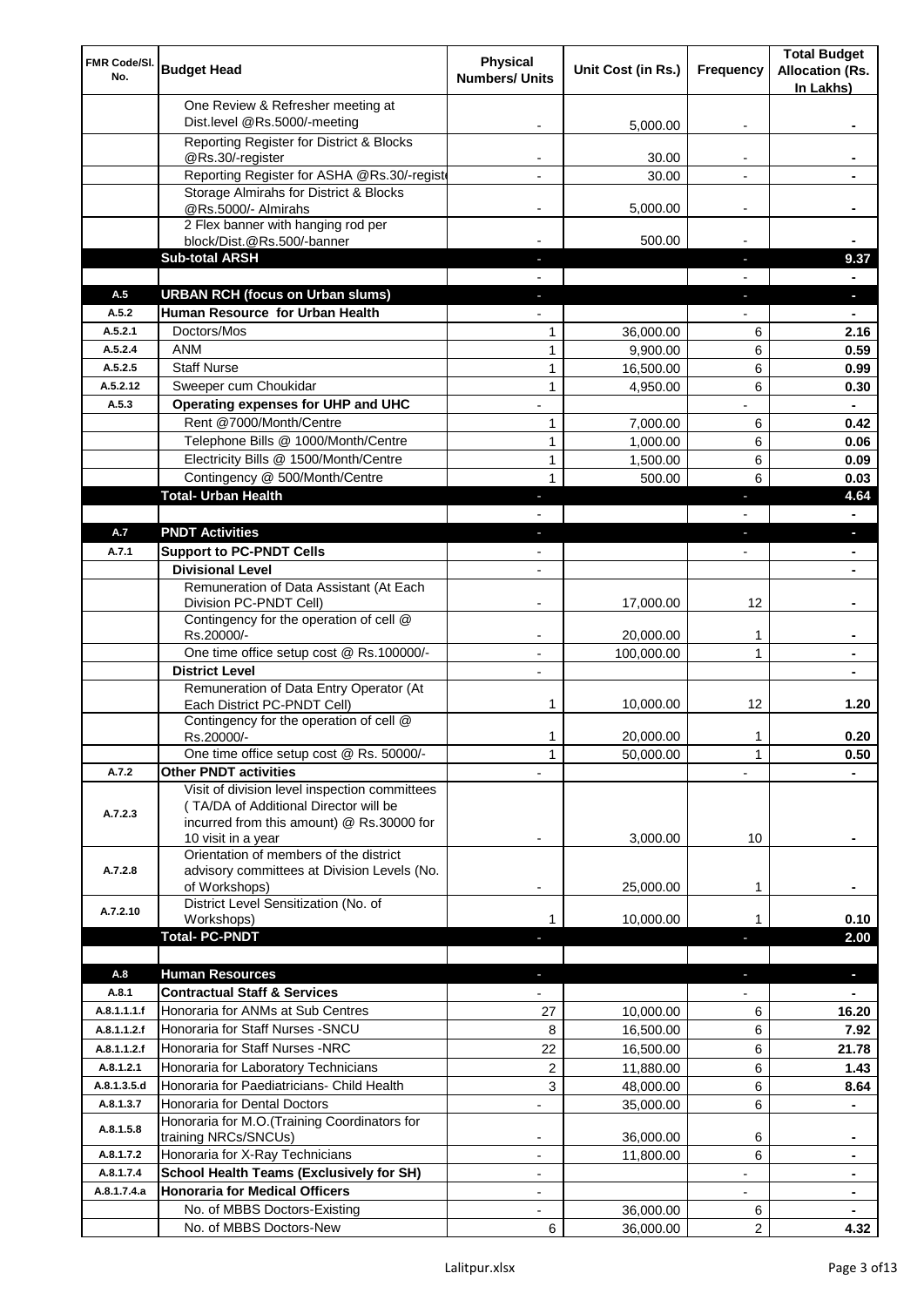| FMR Code/Sl. No. | Budget Head | Physical Numbers/ Units | Unit Cost (in Rs.) | Frequency | Total Budget Allocation (Rs. In Lakhs) |
|---|---|---|---|---|---|
| | One Review & Refresher meeting at Dist.level @Rs.5000/-meeting | - | 5,000.00 | - | - |
| | Reporting Register for District & Blocks @Rs.30/-register | - | 30.00 | - | - |
| | Reporting Register for ASHA @Rs.30/-registe | - | 30.00 | - | - |
| | Storage Almirahs for District & Blocks @Rs.5000/- Almirahs | - | 5,000.00 | - | - |
| | 2 Flex banner with hanging rod per block/Dist.@Rs.500/-banner | - | 500.00 | - | - |
| | **Sub-total ARSH** | - | | - | **9.37** |
| | | - | | - | - |
| A.5 | **URBAN RCH (focus on Urban slums)** | - | | - | - |
| A.5.2 | **Human Resource for Urban Health** | - | | - | - |
| A.5.2.1 | Doctors/Mos | 1 | 36,000.00 | 6 | **2.16** |
| A.5.2.4 | ANM | 1 | 9,900.00 | 6 | **0.59** |
| A.5.2.5 | Staff Nurse | 1 | 16,500.00 | 6 | **0.99** |
| A.5.2.12 | Sweeper cum Choukidar | 1 | 4,950.00 | 6 | **0.30** |
| A.5.3 | **Operating expenses for UHP and UHC** | - | | - | - |
| | Rent @7000/Month/Centre | 1 | 7,000.00 | 6 | **0.42** |
| | Telephone Bills @ 1000/Month/Centre | 1 | 1,000.00 | 6 | **0.06** |
| | Electricity Bills @ 1500/Month/Centre | 1 | 1,500.00 | 6 | **0.09** |
| | Contingency @ 500/Month/Centre | 1 | 500.00 | 6 | **0.03** |
| | **Total- Urban Health** | - | | - | **4.64** |
| | | - | | - | - |
| A.7 | **PNDT Activities** | - | | - | - |
| A.7.1 | **Support to PC-PNDT Cells** | - | | - | - |
| | **Divisional Level** | - | | | - |
| | Remuneration of Data Assistant (At Each Division PC-PNDT Cell) | - | 17,000.00 | 12 | - |
| | Contingency for the operation of cell @ Rs.20000/- | - | 20,000.00 | 1 | - |
| | One time office setup cost @ Rs.100000/- | - | 100,000.00 | 1 | - |
| | **District Level** | - | | | - |
| | Remuneration of Data Entry Operator (At Each District PC-PNDT Cell) | 1 | 10,000.00 | 12 | **1.20** |
| | Contingency for the operation of cell @ Rs.20000/- | 1 | 20,000.00 | 1 | **0.20** |
| | One time office setup cost @ Rs. 50000/- | 1 | 50,000.00 | 1 | **0.50** |
| A.7.2 | **Other PNDT activities** | - | | - | - |
| A.7.2.3 | Visit of division level inspection committees ( TA/DA of Additional Director will be incurred from this amount) @ Rs.30000 for 10 visit in a year | - | 3,000.00 | 10 | - |
| A.7.2.8 | Orientation of members of the district advisory committees at Division Levels (No. of Workshops) | - | 25,000.00 | 1 | - |
| A.7.2.10 | District Level Sensitization (No. of Workshops) | 1 | 10,000.00 | 1 | **0.10** |
| | **Total- PC-PNDT** | - | | - | **2.00** |
| | | | | | |
| A.8 | **Human Resources** | - | | - | - |
| A.8.1 | **Contractual Staff & Services** | - | | - | - |
| A.8.1.1.1.f | Honoraria for ANMs at Sub Centres | 27 | 10,000.00 | 6 | **16.20** |
| A.8.1.1.2.f | Honoraria for Staff Nurses -SNCU | 8 | 16,500.00 | 6 | **7.92** |
| A.8.1.1.2.f | Honoraria for Staff Nurses -NRC | 22 | 16,500.00 | 6 | **21.78** |
| A.8.1.2.1 | Honoraria for Laboratory Technicians | 2 | 11,880.00 | 6 | **1.43** |
| A.8.1.3.5.d | Honoraria for Paediatricians- Child Health | 3 | 48,000.00 | 6 | **8.64** |
| A.8.1.3.7 | Honoraria for Dental Doctors | - | 35,000.00 | 6 | - |
| A.8.1.5.8 | Honoraria for M.O.(Training Coordinators for training NRCs/SNCUs) | - | 36,000.00 | 6 | - |
| A.8.1.7.2 | Honoraria for X-Ray Technicians | - | 11,800.00 | 6 | - |
| A.8.1.7.4 | **School Health Teams (Exclusively for SH)** | - | | - | - |
| A.8.1.7.4.a | **Honoraria for Medical Officers** | - | | - | - |
| | No. of MBBS Doctors-Existing | - | 36,000.00 | 6 | - |
| | No. of MBBS Doctors-New | 6 | 36,000.00 | 2 | **4.32** |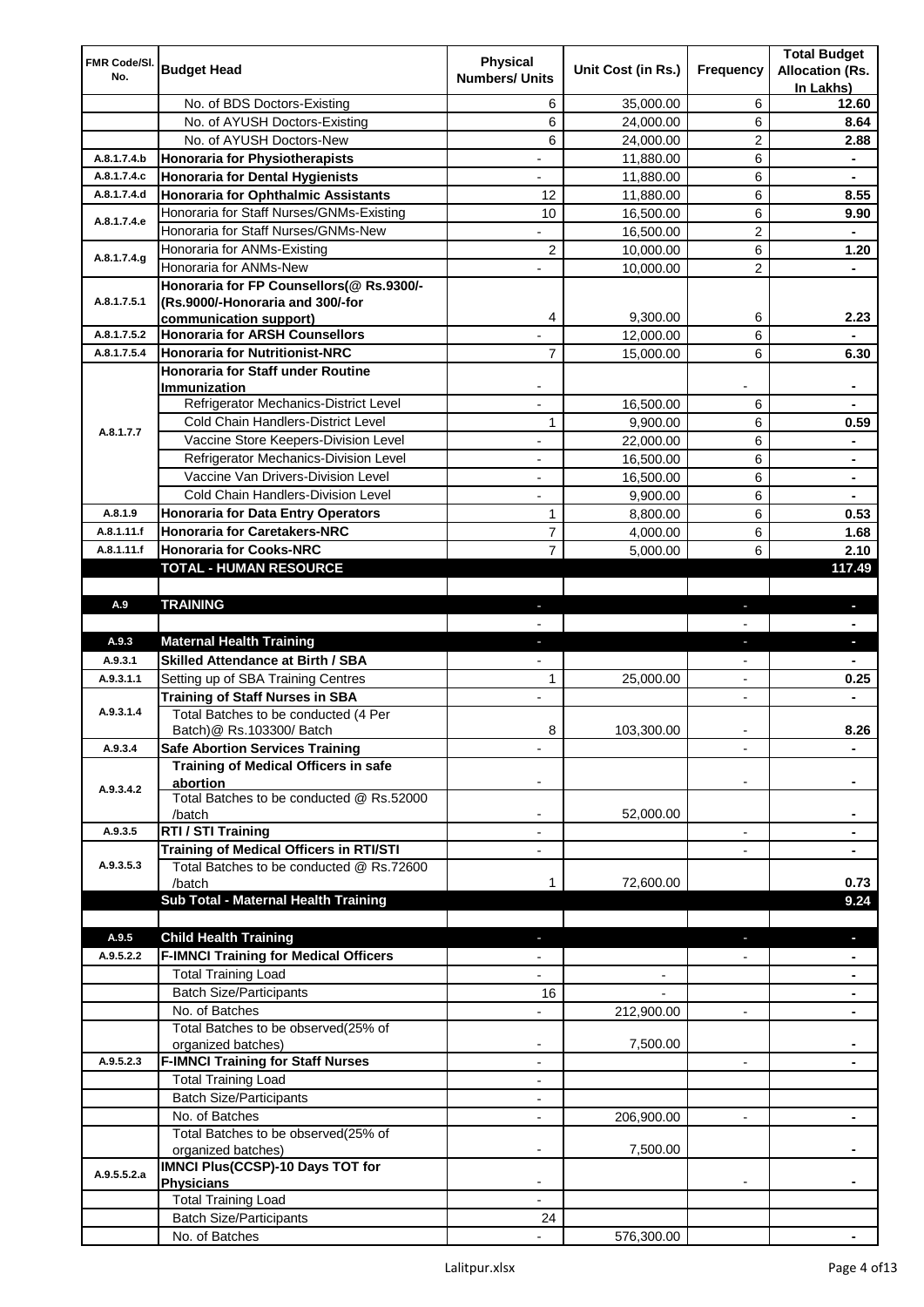| FMR Code/Sl. No. | Budget Head | Physical Numbers/ Units | Unit Cost (in Rs.) | Frequency | Total Budget Allocation (Rs. In Lakhs) |
|---|---|---|---|---|---|
| | No. of BDS Doctors-Existing | 6 | 35,000.00 | 6 | **12.60** |
| | No. of AYUSH Doctors-Existing | 6 | 24,000.00 | 6 | **8.64** |
| | No. of AYUSH Doctors-New | 6 | 24,000.00 | 2 | **2.88** |
| A.8.1.7.4.b | **Honoraria for Physiotherapists** | - | 11,880.00 | 6 | **-** |
| A.8.1.7.4.c | **Honoraria for Dental Hygienists** | - | 11,880.00 | 6 | **-** |
| A.8.1.7.4.d | **Honoraria for Ophthalmic Assistants** | 12 | 11,880.00 | 6 | **8.55** |
| A.8.1.7.4.e | Honoraria for Staff Nurses/GNMs-Existing | 10 | 16,500.00 | 6 | **9.90** |
| | Honoraria for Staff Nurses/GNMs-New | - | 16,500.00 | 2 | **-** |
| A.8.1.7.4.g | Honoraria for ANMs-Existing | 2 | 10,000.00 | 6 | **1.20** |
| | Honoraria for ANMs-New | - | 10,000.00 | 2 | **-** |
| A.8.1.7.5.1 | **Honoraria for FP Counsellors(@ Rs.9300/- (Rs.9000/-Honoraria and 300/-for communication support)** | 4 | 9,300.00 | 6 | **2.23** |
| A.8.1.7.5.2 | **Honoraria for ARSH Counsellors** | - | 12,000.00 | 6 | **-** |
| A.8.1.7.5.4 | **Honoraria for Nutritionist-NRC** | 7 | 15,000.00 | 6 | **6.30** |
| A.8.1.7.7 | **Honoraria for Staff under Routine Immunization** | - | | - | **-** |
| | Refrigerator Mechanics-District Level | - | 16,500.00 | 6 | **-** |
| | Cold Chain Handlers-District Level | 1 | 9,900.00 | 6 | **0.59** |
| | Vaccine Store Keepers-Division Level | - | 22,000.00 | 6 | **-** |
| | Refrigerator Mechanics-Division Level | - | 16,500.00 | 6 | **-** |
| | Vaccine Van Drivers-Division Level | - | 16,500.00 | 6 | **-** |
| | Cold Chain Handlers-Division Level | - | 9,900.00 | 6 | **-** |
| A.8.1.9 | **Honoraria for Data Entry Operators** | 1 | 8,800.00 | 6 | **0.53** |
| A.8.1.11.f | **Honoraria for Caretakers-NRC** | 7 | 4,000.00 | 6 | **1.68** |
| A.8.1.11.f | **Honoraria for Cooks-NRC** | 7 | 5,000.00 | 6 | **2.10** |
| | **TOTAL - HUMAN RESOURCE** | | | | **117.49** |
| | | | | | |
| A.9 | **TRAINING** | - | | - | **-** |
| | | - | | - | **-** |
| A.9.3 | **Maternal Health Training** | - | | - | **-** |
| A.9.3.1 | **Skilled Attendance at Birth / SBA** | - | | - | **-** |
| A.9.3.1.1 | Setting up of SBA Training Centres | 1 | 25,000.00 | - | **0.25** |
| A.9.3.1.4 | **Training of Staff Nurses in SBA** | - | | - | **-** |
| | Total Batches to be conducted (4 Per Batch)@ Rs.103300/ Batch | 8 | 103,300.00 | - | **8.26** |
| A.9.3.4 | **Safe Abortion Services Training** | - | | - | **-** |
| A.9.3.4.2 | **Training of Medical Officers in safe abortion** | - | | - | **-** |
| | Total Batches to be conducted @ Rs.52000 /batch | - | 52,000.00 | | **-** |
| A.9.3.5 | **RTI / STI Training** | - | | - | **-** |
| A.9.3.5.3 | **Training of Medical Officers in RTI/STI** | - | | - | **-** |
| | Total Batches to be conducted @ Rs.72600 /batch | 1 | 72,600.00 | | **0.73** |
| | **Sub Total - Maternal Health Training** | | | | **9.24** |
| | | | | | |
| A.9.5 | **Child Health Training** | - | | - | **-** |
| A.9.5.2.2 | **F-IMNCI Training for Medical Officers** | - | | - | **-** |
| | Total Training Load | - | - | | **-** |
| | Batch Size/Participants | 16 | - | | **-** |
| | No. of Batches | - | 212,900.00 | - | **-** |
| | Total Batches to be observed(25% of organized batches) | - | 7,500.00 | | **-** |
| A.9.5.2.3 | **F-IMNCI Training for Staff Nurses** | - | | - | **-** |
| | Total Training Load | - | | | |
| | Batch Size/Participants | - | | | |
| | No. of Batches | - | 206,900.00 | - | **-** |
| | Total Batches to be observed(25% of organized batches) | - | 7,500.00 | | **-** |
| A.9.5.5.2.a | **IMNCI Plus(CCSP)-10 Days TOT for Physicians** | - | | - | **-** |
| | Total Training Load | - | | | |
| | Batch Size/Participants | 24 | | | |
| | No. of Batches | - | 576,300.00 | | **-** |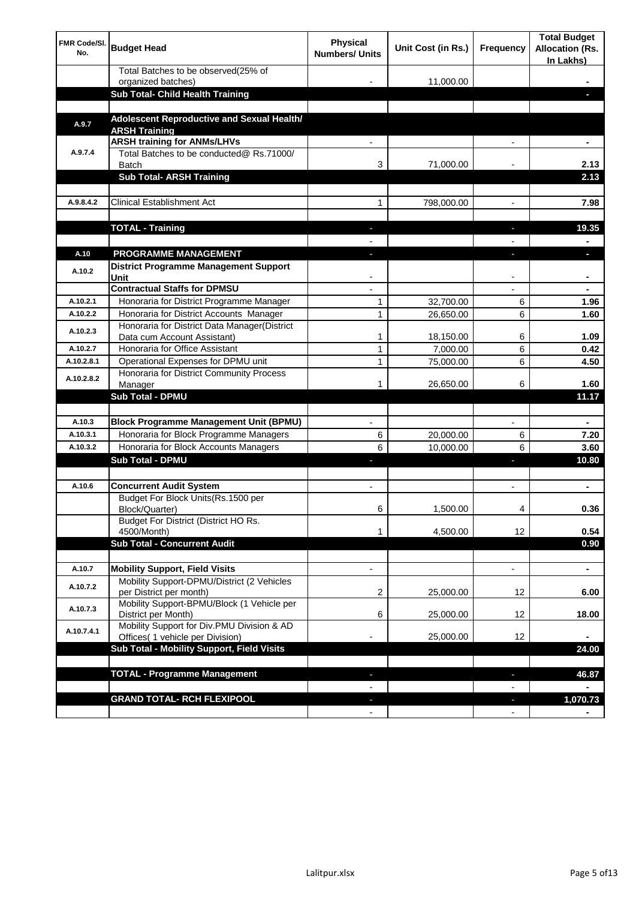| FMR Code/Sl. No. | Budget Head | Physical Numbers/ Units | Unit Cost (in Rs.) | Frequency | Total Budget Allocation (Rs. In Lakhs) |
|---|---|---|---|---|---|
| | Total Batches to be observed(25% of organized batches) | - | 11,000.00 | | - |
| | **Sub Total- Child Health Training** | | | | - |
| | | | | | |
| A.9.7 | **Adolescent Reproductive and Sexual Health/ ARSH Training** | | | | |
| A.9.7.4 | **ARSH training for ANMs/LHVs** | - | | - | - |
| | Total Batches to be conducted@ Rs.71000/ Batch | 3 | 71,000.00 | - | 2.13 |
| | **Sub Total- ARSH Training** | | | | 2.13 |
| | | | | | |
| A.9.8.4.2 | Clinical Establishment Act | 1 | 798,000.00 | - | 7.98 |
| | | | | | |
| | **TOTAL - Training** | - | | - | 19.35 |
| | | - | | - | - |
| A.10 | **PROGRAMME MANAGEMENT** | - | | - | - |
| A.10.2 | **District Programme Management Support Unit** | - | | - | - |
| | **Contractual Staffs for DPMSU** | - | | - | - |
| A.10.2.1 | Honoraria for District Programme Manager | 1 | 32,700.00 | 6 | 1.96 |
| A.10.2.2 | Honoraria for District Accounts Manager | 1 | 26,650.00 | 6 | 1.60 |
| A.10.2.3 | Honoraria for District Data Manager(District Data cum Account Assistant) | 1 | 18,150.00 | 6 | 1.09 |
| A.10.2.7 | Honoraria for Office Assistant | 1 | 7,000.00 | 6 | 0.42 |
| A.10.2.8.1 | Operational Expenses for DPMU unit | 1 | 75,000.00 | 6 | 4.50 |
| A.10.2.8.2 | Honoraria for District Community Process Manager | 1 | 26,650.00 | 6 | 1.60 |
| | **Sub Total - DPMU** | | | | 11.17 |
| | | | | | |
| A.10.3 | **Block Programme Management Unit (BPMU)** | - | | - | - |
| A.10.3.1 | Honoraria for Block Programme Managers | 6 | 20,000.00 | 6 | 7.20 |
| A.10.3.2 | Honoraria for Block Accounts Managers | 6 | 10,000.00 | 6 | 3.60 |
| | **Sub Total - DPMU** | - | | - | 10.80 |
| | | | | | |
| A.10.6 | **Concurrent Audit System** | - | | - | - |
| | Budget For Block Units(Rs.1500 per Block/Quarter) | 6 | 1,500.00 | 4 | 0.36 |
| | Budget For District (District HO Rs. 4500/Month) | 1 | 4,500.00 | 12 | 0.54 |
| | **Sub Total - Concurrent Audit** | | | | 0.90 |
| | | | | | |
| A.10.7 | **Mobility Support, Field Visits** | - | | - | - |
| A.10.7.2 | Mobility Support-DPMU/District (2 Vehicles per District per month) | 2 | 25,000.00 | 12 | 6.00 |
| A.10.7.3 | Mobility Support-BPMU/Block (1 Vehicle per District per Month) | 6 | 25,000.00 | 12 | 18.00 |
| A.10.7.4.1 | Mobility Support for Div.PMU Division & AD Offices( 1 vehicle per Division) | - | 25,000.00 | 12 | - |
| | **Sub Total - Mobility Support, Field Visits** | | | | 24.00 |
| | | | | | |
| | **TOTAL - Programme Management** | - | | - | 46.87 |
| | | - | | - | - |
| | **GRAND TOTAL- RCH FLEXIPOOL** | - | | - | 1,070.73 |
| | | - | | - | - |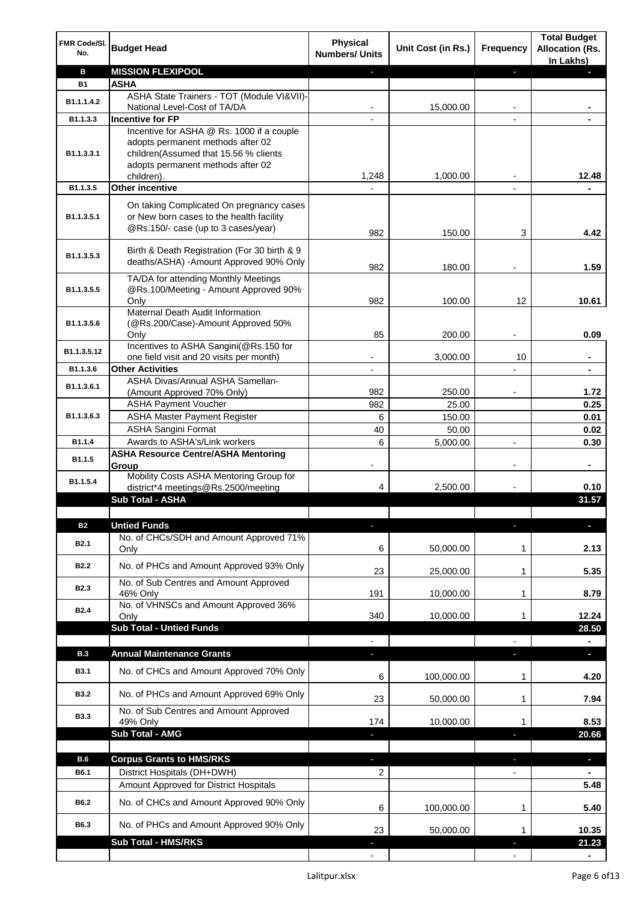| FMR Code/Sl. No. | Budget Head | Physical Numbers/ Units | Unit Cost (in Rs.) | Frequency | Total Budget Allocation (Rs. In Lakhs) |
|---|---|---|---|---|---|
| **B** | **MISSION FLEXIPOOL** | - | | - | - |
| **B1** | **ASHA** | | | | |
| B1.1.1.4.2 | ASHA State Trainers - TOT (Module VI&VII)-National Level-Cost of TA/DA | - | 15,000.00 | - | - |
| B1.1.3.3 | **Incentive for FP** | - | | - | - |
| B1.1.3.3.1 | Incentive for ASHA @ Rs. 1000 if a couple adopts permanent methods after 02 children(Assumed that 15.56 % clients adopts permanent methods after 02 children). | 1,248 | 1,000.00 | - | 12.48 |
| B1.1.3.5 | **Other incentive** | - | | - | - |
| B1.1.3.5.1 | On taking Complicated On pregnancy cases or New born cases to the health facility @Rs.150/- case (up to 3 cases/year) | 982 | 150.00 | 3 | 4.42 |
| B1.1.3.5.3 | Birth & Death Registration (For 30 birth & 9 deaths/ASHA) -Amount Approved 90% Only | 982 | 180.00 | - | 1.59 |
| B1.1.3.5.5 | TA/DA for attending Monthly Meetings @Rs.100/Meeting - Amount Approved 90% Only | 982 | 100.00 | 12 | 10.61 |
| B1.1.3.5.6 | Maternal Death Audit Information (@Rs.200/Case)-Amount Approved 50% Only | 85 | 200.00 | - | 0.09 |
| B1.1.3.5.12 | Incentives to ASHA Sangini(@Rs.150 for one field visit and 20 visits per month) | - | 3,000.00 | 10 | - |
| B1.1.3.6 | **Other Activities** | - | | - | - |
| B1.1.3.6.1 | ASHA Divas/Annual ASHA Samellan-(Amount Approved 70% Only) | 982 | 250.00 | - | 1.72 |
| B1.1.3.6.3 | ASHA Payment Voucher | 982 | 25.00 | | 0.25 |
| | ASHA Master Payment Register | 6 | 150.00 | | 0.01 |
| | ASHA Sangini Format | 40 | 50.00 | | 0.02 |
| B1.1.4 | Awards to ASHA's/Link workers | 6 | 5,000.00 | - | 0.30 |
| B1.1.5 | **ASHA Resource Centre/ASHA Mentoring Group** | - | | - | - |
| B1.1.5.4 | Mobility Costs ASHA Mentoring Group for district*4 meetings@Rs.2500/meeting | 4 | 2,500.00 | - | 0.10 |
| | **Sub Total - ASHA** | | | | **31.57** |
| | | | | | |
| **B2** | **Untied Funds** | - | | - | - |
| B2.1 | No. of CHCs/SDH and Amount Approved 71% Only | 6 | 50,000.00 | 1 | 2.13 |
| B2.2 | No. of PHCs and Amount Approved 93% Only | 23 | 25,000.00 | 1 | 5.35 |
| B2.3 | No. of Sub Centres and Amount Approved 46% Only | 191 | 10,000.00 | 1 | 8.79 |
| B2.4 | No. of VHNSCs and Amount Approved 36% Only | 340 | 10,000.00 | 1 | 12.24 |
| | **Sub Total - Untied Funds** | | | | **28.50** |
| | | - | | - | - |
| **B.3** | **Annual Maintenance Grants** | - | | - | - |
| B3.1 | No. of CHCs and Amount Approved 70% Only | 6 | 100,000.00 | 1 | 4.20 |
| B3.2 | No. of PHCs and Amount Approved 69% Only | 23 | 50,000.00 | 1 | 7.94 |
| B3.3 | No. of Sub Centres and Amount Approved 49% Only | 174 | 10,000.00 | 1 | 8.53 |
| | **Sub Total - AMG** | - | | - | **20.66** |
| | | | | | |
| **B.6** | **Corpus Grants to HMS/RKS** | - | | - | - |
| B6.1 | District Hospitals (DH+DWH) | 2 | | - | - |
| | Amount Approved for District Hospitals | | | | 5.48 |
| B6.2 | No. of CHCs and Amount Approved 90% Only | 6 | 100,000.00 | 1 | 5.40 |
| B6.3 | No. of PHCs and Amount Approved 90% Only | 23 | 50,000.00 | 1 | 10.35 |
| | **Sub Total - HMS/RKS** | - | | - | **21.23** |
| | | - | | - | - |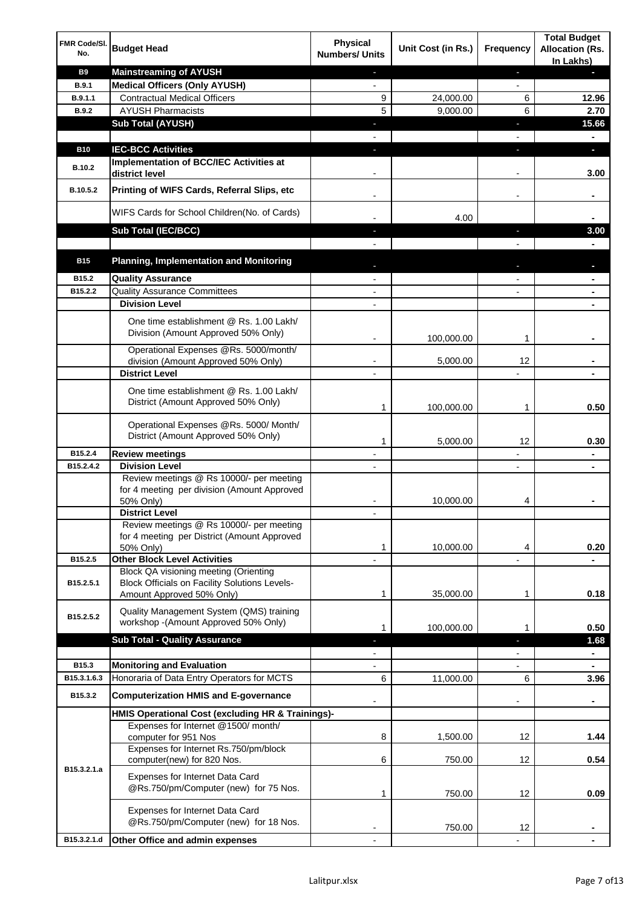| FMR Code/Sl. No. | Budget Head | Physical Numbers/ Units | Unit Cost (in Rs.) | Frequency | Total Budget Allocation (Rs. In Lakhs) |
|---|---|---|---|---|---|
| **B9** | **Mainstreaming of AYUSH** | - | | - | - |
| **B.9.1** | **Medical Officers (Only AYUSH)** | - | | - | |
| **B.9.1.1** | Contractual Medical Officers | 9 | 24,000.00 | 6 | **12.96** |
| **B.9.2** | AYUSH Pharmacists | 5 | 9,000.00 | 6 | **2.70** |
| | **Sub Total (AYUSH)** | - | | - | **15.66** |
| | | - | | - | - |
| **B10** | **IEC-BCC Activities** | - | | - | - |
| **B.10.2** | **Implementation of BCC/IEC Activities at district level** | - | | - | **3.00** |
| **B.10.5.2** | **Printing of WIFS Cards, Referral Slips, etc** | - | | - | - |
| | WIFS Cards for School Children(No. of Cards) | - | 4.00 | | - |
| | **Sub Total (IEC/BCC)** | - | | - | **3.00** |
| | | - | | - | - |
| **B15** | **Planning, Implementation and Monitoring** | - | | - | - |
| **B15.2** | **Quality Assurance** | - | | - | - |
| **B15.2.2** | Quality Assurance Committees | - | | - | - |
| | **Division Level** | - | | | - |
| | One time establishment @ Rs. 1.00 Lakh/ Division (Amount Approved 50% Only) | - | 100,000.00 | 1 | - |
| | Operational Expenses @Rs. 5000/month/ division (Amount Approved 50% Only) | - | 5,000.00 | 12 | - |
| | **District Level** | - | | - | - |
| | One time establishment @ Rs. 1.00 Lakh/ District (Amount Approved 50% Only) | 1 | 100,000.00 | 1 | **0.50** |
| | Operational Expenses @Rs. 5000/ Month/ District (Amount Approved 50% Only) | 1 | 5,000.00 | 12 | **0.30** |
| **B15.2.4** | **Review meetings** | - | | - | - |
| **B15.2.4.2** | **Division Level** | - | | - | - |
| | Review meetings @ Rs 10000/- per meeting for 4 meeting per division (Amount Approved 50% Only) | - | 10,000.00 | 4 | - |
| | **District Level** | - | | | |
| | Review meetings @ Rs 10000/- per meeting for 4 meeting per District (Amount Approved 50% Only) | 1 | 10,000.00 | 4 | **0.20** |
| **B15.2.5** | **Other Block Level Activities** | - | | - | - |
| **B15.2.5.1** | Block QA visioning meeting (Orienting Block Officials on Facility Solutions Levels-Amount Approved 50% Only) | 1 | 35,000.00 | 1 | **0.18** |
| **B15.2.5.2** | Quality Management System (QMS) training workshop -(Amount Approved 50% Only) | 1 | 100,000.00 | 1 | **0.50** |
| | **Sub Total - Quality Assurance** | - | | - | **1.68** |
| | | - | | - | - |
| **B15.3** | **Monitoring and Evaluation** | - | | - | - |
| **B15.3.1.6.3** | Honoraria of Data Entry Operators for MCTS | 6 | 11,000.00 | 6 | **3.96** |
| **B15.3.2** | **Computerization HMIS and E-governance** | - | | - | - |
| | **HMIS Operational Cost (excluding HR & Trainings)-** | | | | |
| **B15.3.2.1.a** | Expenses for Internet @1500/ month/ computer for 951 Nos | 8 | 1,500.00 | 12 | **1.44** |
| | Expenses for Internet Rs.750/pm/block computer(new) for 820 Nos. | 6 | 750.00 | 12 | **0.54** |
| | Expenses for Internet Data Card @Rs.750/pm/Computer (new) for 75 Nos. | 1 | 750.00 | 12 | **0.09** |
| | Expenses for Internet Data Card @Rs.750/pm/Computer (new) for 18 Nos. | - | 750.00 | 12 | - |
| **B15.3.2.1.d** | **Other Office and admin expenses** | - | | - | - |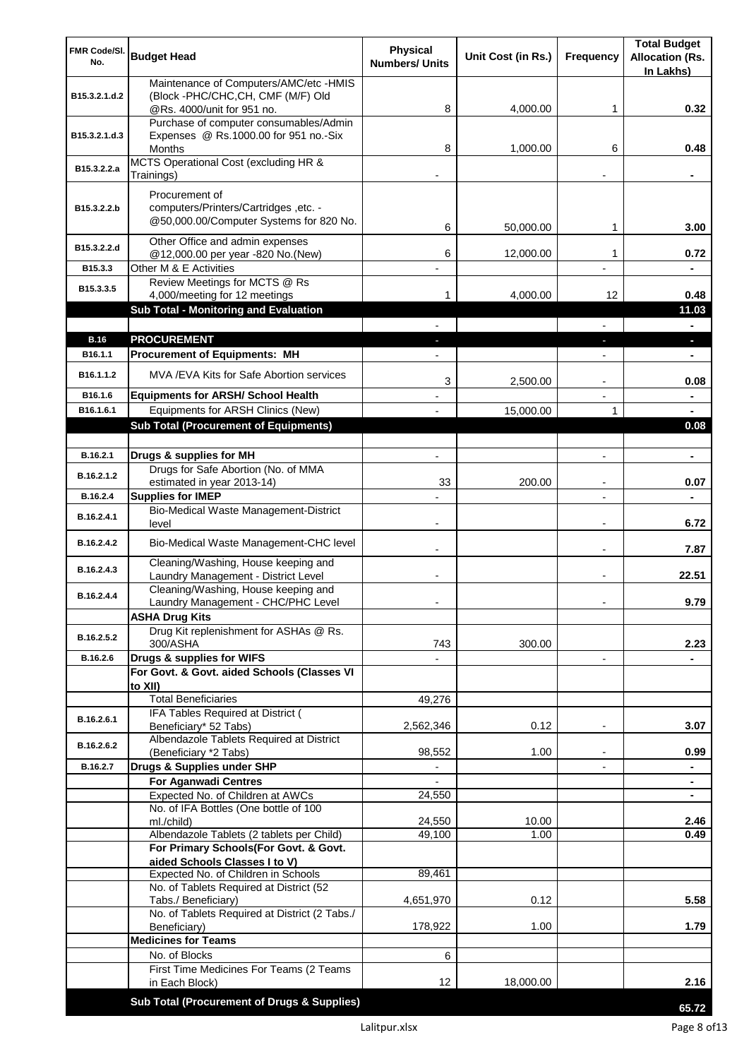| FMR Code/Sl. No. | Budget Head | Physical Numbers/ Units | Unit Cost (in Rs.) | Frequency | Total Budget Allocation (Rs. In Lakhs) |
|---|---|---|---|---|---|
| B15.3.2.1.d.2 | Maintenance of Computers/AMC/etc -HMIS (Block -PHC/CHC,CH, CMF (M/F) Old @Rs. 4000/unit for 951 no. | 8 | 4,000.00 | 1 | 0.32 |
| B15.3.2.1.d.3 | Purchase of computer consumables/Admin Expenses @ Rs.1000.00 for 951 no.-Six Months | 8 | 1,000.00 | 6 | 0.48 |
| B15.3.2.2.a | MCTS Operational Cost (excluding HR & Trainings) | - | | - | - |
| B15.3.2.2.b | Procurement of computers/Printers/Cartridges ,etc. - @50,000.00/Computer Systems for 820 No. | 6 | 50,000.00 | 1 | 3.00 |
| B15.3.2.2.d | Other Office and admin expenses @12,000.00 per year -820 No.(New) | 6 | 12,000.00 | 1 | 0.72 |
| B15.3.3 | Other M & E Activities | - | | - | - |
| B15.3.3.5 | Review Meetings for MCTS @ Rs 4,000/meeting for 12 meetings | 1 | 4,000.00 | 12 | 0.48 |
| | **Sub Total - Monitoring and Evaluation** | | | | **11.03** |
| | | - | | - | - |
| **B.16** | **PROCUREMENT** | - | | - | - |
| B16.1.1 | **Procurement of Equipments: MH** | - | | - | - |
| B16.1.1.2 | MVA /EVA Kits for Safe Abortion services | 3 | 2,500.00 | - | 0.08 |
| B16.1.6 | **Equipments for ARSH/ School Health** | - | | - | - |
| B16.1.6.1 | Equipments for ARSH Clinics (New) | - | 15,000.00 | 1 | - |
| | **Sub Total (Procurement of Equipments)** | | | | **0.08** |
| | | | | | |
| B.16.2.1 | **Drugs & supplies for MH** | - | | - | - |
| B.16.2.1.2 | Drugs for Safe Abortion (No. of MMA estimated in year 2013-14) | 33 | 200.00 | - | 0.07 |
| B.16.2.4 | **Supplies for IMEP** | - | | - | - |
| B.16.2.4.1 | Bio-Medical Waste Management-District level | - | | - | 6.72 |
| B.16.2.4.2 | Bio-Medical Waste Management-CHC level | - | | - | 7.87 |
| B.16.2.4.3 | Cleaning/Washing, House keeping and Laundry Management - District Level | - | | - | 22.51 |
| B.16.2.4.4 | Cleaning/Washing, House keeping and Laundry Management - CHC/PHC Level | - | | - | 9.79 |
| | **ASHA Drug Kits** | | | | |
| B.16.2.5.2 | Drug Kit replenishment for ASHAs @ Rs. 300/ASHA | 743 | 300.00 | | 2.23 |
| B.16.2.6 | **Drugs & supplies for WIFS** | - | | - | - |
| | **For Govt. & Govt. aided Schools (Classes VI to XII)** | | | | |
| | Total Beneficiaries | 49,276 | | | |
| B.16.2.6.1 | IFA Tables Required at District ( Beneficiary* 52 Tabs) | 2,562,346 | 0.12 | - | 3.07 |
| B.16.2.6.2 | Albendazole Tablets Required at District (Beneficiary *2 Tabs) | 98,552 | 1.00 | - | 0.99 |
| B.16.2.7 | **Drugs & Supplies under SHP** | - | | - | - |
| | **For Aganwadi Centres** | - | | | - |
| | Expected No. of Children at AWCs | 24,550 | | | - |
| | No. of IFA Bottles (One bottle of 100 ml./child) | 24,550 | 10.00 | | 2.46 |
| | Albendazole Tablets (2 tablets per Child) | 49,100 | 1.00 | | 0.49 |
| | **For Primary Schools(For Govt. & Govt. aided Schools Classes I to V)** | | | | |
| | Expected No. of Children in Schools | 89,461 | | | |
| | No. of Tablets Required at District (52 Tabs./ Beneficiary) | 4,651,970 | 0.12 | | 5.58 |
| | No. of Tablets Required at District (2 Tabs./ Beneficiary) | 178,922 | 1.00 | | 1.79 |
| | **Medicines for Teams** | | | | |
| | No. of Blocks | 6 | | | |
| | First Time Medicines For Teams (2 Teams in Each Block) | 12 | 18,000.00 | | 2.16 |
| | **Sub Total (Procurement of Drugs & Supplies)** | | | | **65.72** |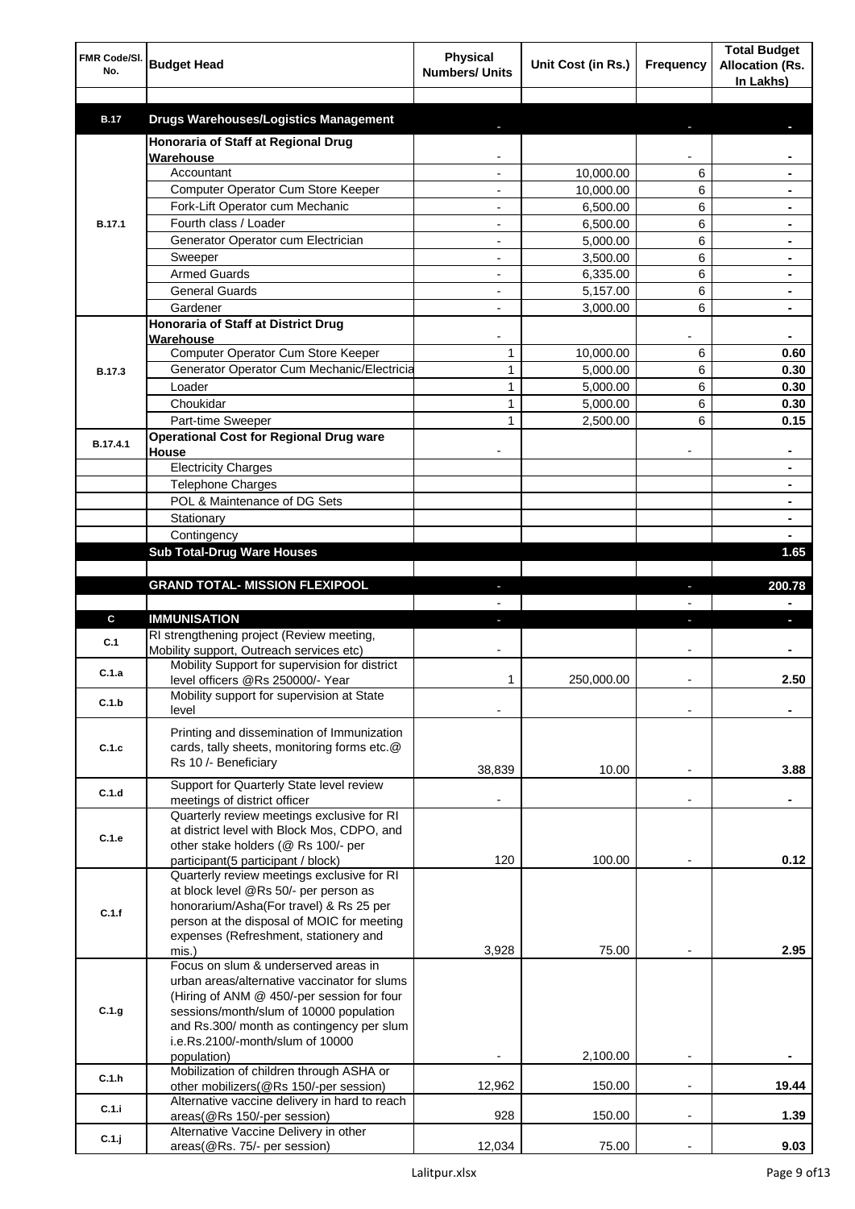| FMR Code/Sl. No. | Budget Head | Physical Numbers/ Units | Unit Cost (in Rs.) | Frequency | Total Budget Allocation (Rs. In Lakhs) |
|---|---|---|---|---|---|
| | | | | | |
| B.17 | Drugs Warehouses/Logistics Management | - | | - | - |
| B.17.1 | Honoraria of Staff at Regional Drug Warehouse | - | | - | - |
| | Accountant | - | 10,000.00 | 6 | - |
| | Computer Operator Cum Store Keeper | - | 10,000.00 | 6 | - |
| | Fork-Lift Operator cum Mechanic | - | 6,500.00 | 6 | - |
| | Fourth class / Loader | - | 6,500.00 | 6 | - |
| | Generator Operator cum Electrician | - | 5,000.00 | 6 | - |
| | Sweeper | - | 3,500.00 | 6 | - |
| | Armed Guards | - | 6,335.00 | 6 | - |
| | General Guards | - | 5,157.00 | 6 | - |
| | Gardener | - | 3,000.00 | 6 | - |
| B.17.3 | Honoraria of Staff at District Drug Warehouse | - | | - | - |
| | Computer Operator Cum Store Keeper | 1 | 10,000.00 | 6 | 0.60 |
| | Generator Operator Cum Mechanic/Electricia | 1 | 5,000.00 | 6 | 0.30 |
| | Loader | 1 | 5,000.00 | 6 | 0.30 |
| | Choukidar | 1 | 5,000.00 | 6 | 0.30 |
| | Part-time Sweeper | 1 | 2,500.00 | 6 | 0.15 |
| B.17.4.1 | Operational Cost for Regional Drug ware House | - | | - | - |
| | Electricity Charges | | | | - |
| | Telephone Charges | | | | - |
| | POL & Maintenance of DG Sets | | | | - |
| | Stationary | | | | - |
| | Contingency | | | | - |
| | Sub Total-Drug Ware Houses | | | | 1.65 |
| | | | | | |
| | GRAND TOTAL- MISSION FLEXIPOOL | - | | - | 200.78 |
| | | - | | - | - |
| C | IMMUNISATION | - | | - | - |
| C.1 | RI strengthening project (Review meeting, Mobility support, Outreach services etc) | - | | - | - |
| C.1.a | Mobility Support for supervision for district level officers @Rs 250000/- Year | 1 | 250,000.00 | - | 2.50 |
| C.1.b | Mobility support for supervision at State level | - | | - | - |
| C.1.c | Printing and dissemination of Immunization cards, tally sheets, monitoring forms etc.@ Rs 10 /- Beneficiary | 38,839 | 10.00 | - | 3.88 |
| C.1.d | Support for Quarterly State level review meetings of district officer | - | | - | - |
| C.1.e | Quarterly review meetings exclusive for RI at district level with Block Mos, CDPO, and other stake holders (@ Rs 100/- per participant(5 participant / block) | 120 | 100.00 | - | 0.12 |
| C.1.f | Quarterly review meetings exclusive for RI at block level @Rs 50/- per person as honorarium/Asha(For travel) & Rs 25 per person at the disposal of MOIC for meeting expenses (Refreshment, stationery and mis.) | 3,928 | 75.00 | - | 2.95 |
| C.1.g | Focus on slum & underserved areas in urban areas/alternative vaccinator for slums (Hiring of ANM @ 450/-per session for four sessions/month/slum of 10000 population and Rs.300/ month as contingency per slum i.e.Rs.2100/-month/slum of 10000 population) | - | 2,100.00 | - | - |
| C.1.h | Mobilization of children through ASHA or other mobilizers(@Rs 150/-per session) | 12,962 | 150.00 | - | 19.44 |
| C.1.i | Alternative vaccine delivery in hard to reach areas(@Rs 150/-per session) | 928 | 150.00 | - | 1.39 |
| C.1.j | Alternative Vaccine Delivery in other areas(@Rs. 75/- per session) | 12,034 | 75.00 | - | 9.03 |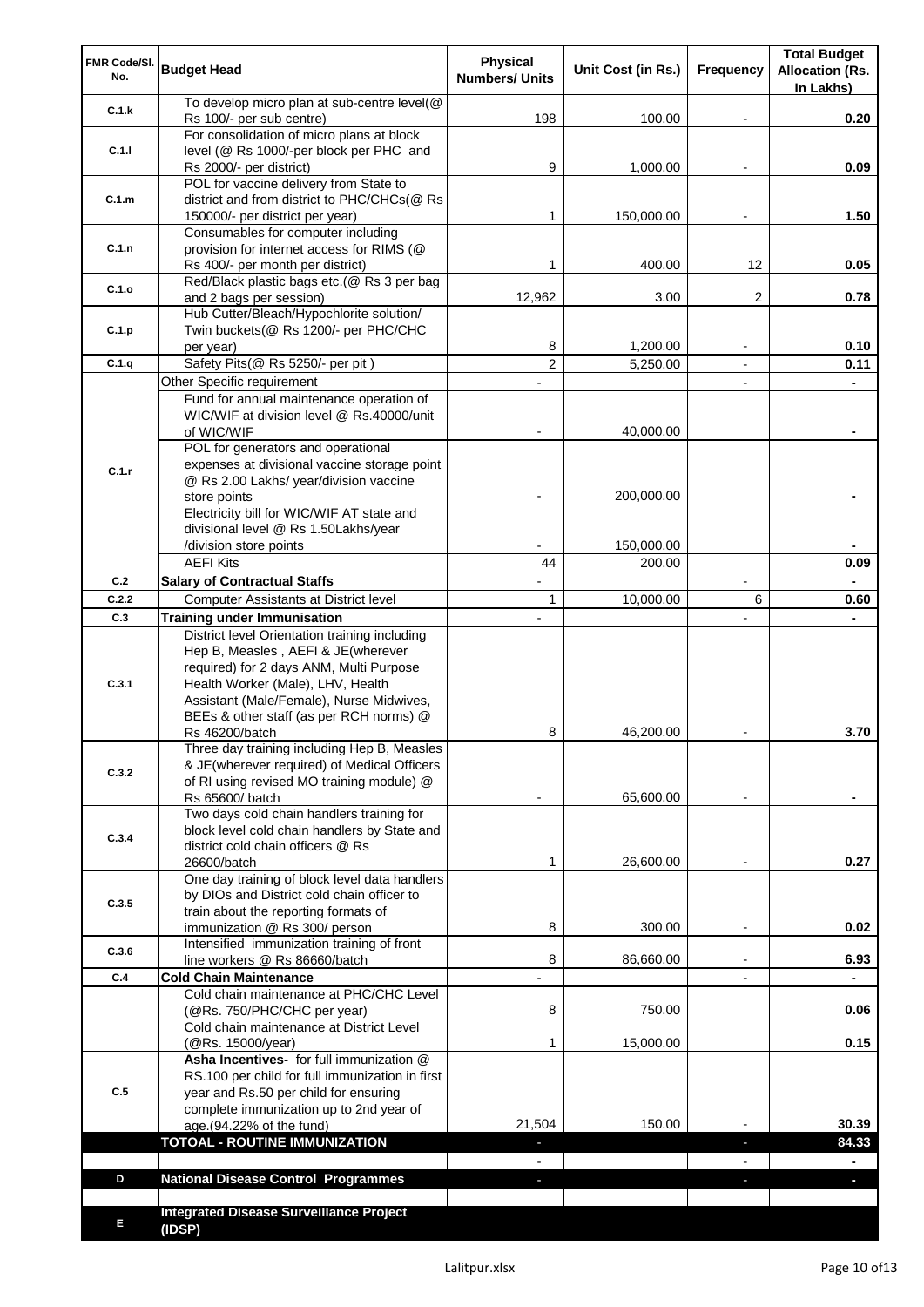| FMR Code/Sl. No. | Budget Head | Physical Numbers/ Units | Unit Cost (in Rs.) | Frequency | Total Budget Allocation (Rs. In Lakhs) |
|---|---|---|---|---|---|
| C.1.k | To develop micro plan at sub-centre level(@ Rs 100/- per sub centre) | 198 | 100.00 | - | 0.20 |
| C.1.l | For consolidation of micro plans at block level (@ Rs 1000/-per block per PHC and Rs 2000/- per district) | 9 | 1,000.00 | - | 0.09 |
| C.1.m | POL for vaccine delivery from State to district and from district to PHC/CHCs(@ Rs 150000/- per district per year) | 1 | 150,000.00 | - | 1.50 |
| C.1.n | Consumables for computer including provision for internet access for RIMS (@ Rs 400/- per month per district) | 1 | 400.00 | 12 | 0.05 |
| C.1.o | Red/Black plastic bags etc.(@ Rs 3 per bag and 2 bags per session) | 12,962 | 3.00 | 2 | 0.78 |
| C.1.p | Hub Cutter/Bleach/Hypochlorite solution/ Twin buckets(@ Rs 1200/- per PHC/CHC per year) | 8 | 1,200.00 | - | 0.10 |
| C.1.q | Safety Pits(@ Rs 5250/- per pit ) | 2 | 5,250.00 | - | 0.11 |
| C.1.r | Other Specific requirement | - | | - | - |
| | Fund for annual maintenance operation of WIC/WIF at division level @ Rs.40000/unit of WIC/WIF | - | 40,000.00 | | - |
| | POL for generators and operational expenses at divisional vaccine storage point @ Rs 2.00 Lakhs/ year/division vaccine store points | - | 200,000.00 | | - |
| | Electricity bill for WIC/WIF AT state and divisional level @ Rs 1.50Lakhs/year /division store points | - | 150,000.00 | | - |
| | AEFI Kits | 44 | 200.00 | | 0.09 |
| C.2 | **Salary of Contractual Staffs** | - | | - | - |
| C.2.2 | Computer Assistants at District level | 1 | 10,000.00 | 6 | 0.60 |
| C.3 | **Training under Immunisation** | - | | - | - |
| C.3.1 | District level Orientation training including Hep B, Measles , AEFI & JE(wherever required) for 2 days ANM, Multi Purpose Health Worker (Male), LHV, Health Assistant (Male/Female), Nurse Midwives, BEEs & other staff (as per RCH norms) @ Rs 46200/batch | 8 | 46,200.00 | - | 3.70 |
| C.3.2 | Three day training including Hep B, Measles & JE(wherever required) of Medical Officers of RI using revised MO training module) @ Rs 65600/ batch | - | 65,600.00 | - | - |
| C.3.4 | Two days cold chain handlers training for block level cold chain handlers by State and district cold chain officers @ Rs 26600/batch | 1 | 26,600.00 | - | 0.27 |
| C.3.5 | One day training of block level data handlers by DIOs and District cold chain officer to train about the reporting formats of immunization @ Rs 300/ person | 8 | 300.00 | - | 0.02 |
| C.3.6 | Intensified immunization training of front line workers @ Rs 86660/batch | 8 | 86,660.00 | - | 6.93 |
| C.4 | **Cold Chain Maintenance** | - | | - | - |
| | Cold chain maintenance at PHC/CHC Level (@Rs. 750/PHC/CHC per year) | 8 | 750.00 | | 0.06 |
| | Cold chain maintenance at District Level (@Rs. 15000/year) | 1 | 15,000.00 | | 0.15 |
| C.5 | **Asha Incentives-** for full immunization @ RS.100 per child for full immunization in first year and Rs.50 per child for ensuring complete immunization up to 2nd year of age.(94.22% of the fund) | 21,504 | 150.00 | - | 30.39 |
| | **TOTOAL - ROUTINE IMMUNIZATION** | - | | - | 84.33 |
| | | - | | - | - |
| D | **National Disease Control Programmes** | - | | - | - |
| | | | | | |
| E | **Integrated Disease Surveillance Project (IDSP)** | | | | |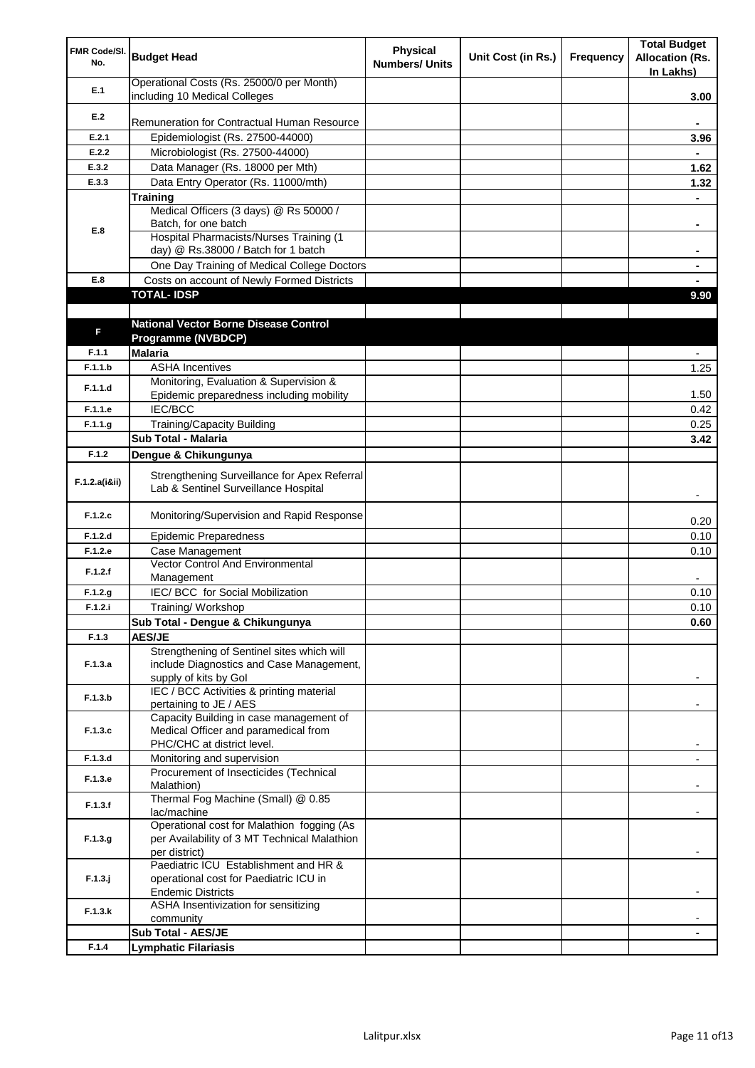| FMR Code/Sl. No. | Budget Head | Physical Numbers/ Units | Unit Cost (in Rs.) | Frequency | Total Budget Allocation (Rs. In Lakhs) |
|---|---|---|---|---|---|
| E.1 | Operational Costs (Rs. 25000/0 per Month) including 10 Medical Colleges | | | | 3.00 |
| E.2 | Remuneration for Contractual Human Resource | | | | - |
| E.2.1 | Epidemiologist (Rs. 27500-44000) | | | | 3.96 |
| E.2.2 | Microbiologist (Rs. 27500-44000) | | | | - |
| E.3.2 | Data Manager (Rs. 18000 per Mth) | | | | 1.62 |
| E.3.3 | Data Entry Operator (Rs. 11000/mth) | | | | 1.32 |
| E.8 | **Training** | | | | - |
| | Medical Officers (3 days) @ Rs 50000 / Batch, for one batch | | | | - |
| | Hospital Pharmacists/Nurses Training (1 day) @ Rs.38000 / Batch for 1 batch | | | | - |
| | One Day Training of Medical College Doctors | | | | - |
| E.8 | Costs on account of Newly Formed Districts | | | | - |
| | **TOTAL- IDSP** | | | | **9.90** |
| | | | | | |
| F | **National Vector Borne Disease Control Programme (NVBDCP)** | | | | |
| F.1.1 | **Malaria** | | | | - |
| F.1.1.b | ASHA Incentives | | | | 1.25 |
| F.1.1.d | Monitoring, Evaluation & Supervision & Epidemic preparedness including mobility | | | | 1.50 |
| F.1.1.e | IEC/BCC | | | | 0.42 |
| F.1.1.g | Training/Capacity Building | | | | 0.25 |
| | **Sub Total - Malaria** | | | | **3.42** |
| F.1.2 | **Dengue & Chikungunya** | | | | |
| F.1.2.a(i&ii) | Strengthening Surveillance for Apex Referral Lab & Sentinel Surveillance Hospital | | | | - |
| F.1.2.c | Monitoring/Supervision and Rapid Response | | | | 0.20 |
| F.1.2.d | Epidemic Preparedness | | | | 0.10 |
| F.1.2.e | Case Management | | | | 0.10 |
| F.1.2.f | Vector Control And Environmental Management | | | | - |
| F.1.2.g | IEC/ BCC for Social Mobilization | | | | 0.10 |
| F.1.2.i | Training/ Workshop | | | | 0.10 |
| | **Sub Total - Dengue & Chikungunya** | | | | **0.60** |
| F.1.3 | **AES/JE** | | | | |
| F.1.3.a | Strengthening of Sentinel sites which will include Diagnostics and Case Management, supply of kits by GoI | | | | - |
| F.1.3.b | IEC / BCC Activities & printing material pertaining to JE / AES | | | | - |
| F.1.3.c | Capacity Building in case management of Medical Officer and paramedical from PHC/CHC at district level. | | | | - |
| F.1.3.d | Monitoring and supervision | | | | - |
| F.1.3.e | Procurement of Insecticides (Technical Malathion) | | | | - |
| F.1.3.f | Thermal Fog Machine (Small) @ 0.85 lac/machine | | | | - |
| F.1.3.g | Operational cost for Malathion fogging (As per Availability of 3 MT Technical Malathion per district) | | | | - |
| F.1.3.j | Paediatric ICU Establishment and HR & operational cost for Paediatric ICU in Endemic Districts | | | | - |
| F.1.3.k | ASHA Insentivization for sensitizing community | | | | - |
| | **Sub Total - AES/JE** | | | | **-** |
| F.1.4 | **Lymphatic Filariasis** | | | | |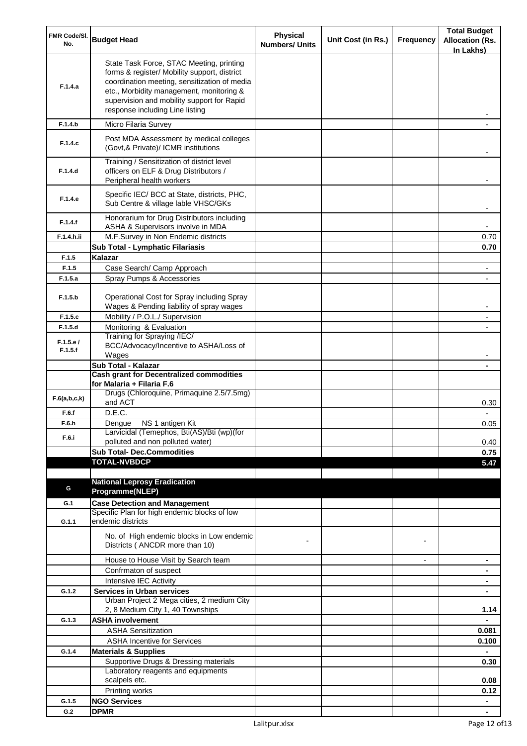| FMR Code/Sl. No. | Budget Head | Physical Numbers/ Units | Unit Cost (in Rs.) | Frequency | Total Budget Allocation (Rs. In Lakhs) |
|---|---|---|---|---|---|
| F.1.4.a | State Task Force, STAC Meeting, printing forms & register/ Mobility support, district coordination meeting, sensitization of media etc., Morbidity management, monitoring & supervision and mobility support for Rapid response including Line listing | | | | - |
| F.1.4.b | Micro Filaria Survey | | | | - |
| F.1.4.c | Post MDA Assessment by medical colleges (Govt,& Private)/ ICMR institutions | | | | - |
| F.1.4.d | Training / Sensitization of district level officers on ELF & Drug Distributors / Peripheral health workers | | | | - |
| F.1.4.e | Specific IEC/ BCC at State, districts, PHC, Sub Centre & village lable VHSC/GKs | | | | - |
| F.1.4.f | Honorarium for Drug Distributors including ASHA & Supervisors involve in MDA | | | | - |
| F.1.4.h.ii | M.F.Survey in Non Endemic districts | | | | 0.70 |
| | **Sub Total - Lymphatic Filariasis** | | | | **0.70** |
| F.1.5 | **Kalazar** | | | | |
| F.1.5 | Case Search/ Camp Approach | | | | - |
| F.1.5.a | Spray Pumps & Accessories | | | | - |
| F.1.5.b | Operational Cost for Spray including Spray Wages & Pending liability of spray wages | | | | - |
| F.1.5.c | Mobility / P.O.L./ Supervision | | | | - |
| F.1.5.d | Monitoring & Evaluation | | | | - |
| F.1.5.e / F.1.5.f | Training for Spraying /IEC/ BCC/Advocacy/Incentive to ASHA/Loss of Wages | | | | - |
| | **Sub Total - Kalazar** | | | | **-** |
| | **Cash grant for Decentralized commodities for Malaria + Filaria F.6** | | | | |
| F.6(a,b,c,k) | Drugs (Chloroquine, Primaquine 2.5/7.5mg) and ACT | | | | 0.30 |
| F.6.f | D.E.C. | | | | - |
| F.6.h | Dengue NS 1 antigen Kit | | | | 0.05 |
| F.6.i | Larvicidal (Temephos, Bti(AS)/Bti (wp)(for polluted and non polluted water) | | | | 0.40 |
| | **Sub Total- Dec.Commodities** | | | | **0.75** |
| | **TOTAL-NVBDCP** | | | | **5.47** |
| | | | | | |
| G | **National Leprosy Eradication Programme(NLEP)** | | | | |
| G.1 | **Case Detection and Management** | | | | |
| G.1.1 | Specific Plan for high endemic blocks of low endemic districts | | | | |
| | No. of High endemic blocks in Low endemic Districts ( ANCDR more than 10) | - | | - | |
| | House to House Visit by Search team | | | - | **-** |
| | Confrmaton of suspect | | | | **-** |
| | Intensive IEC Activity | | | | **-** |
| G.1.2 | **Services in Urban services** | | | | **-** |
| | Urban Project 2 Mega cities, 2 medium City 2, 8 Medium City 1, 40 Townships | | | | **1.14** |
| G.1.3 | **ASHA involvement** | | | | **-** |
| | ASHA Sensitization | | | | **0.081** |
| | ASHA Incentive for Services | | | | **0.100** |
| G.1.4 | **Materials & Supplies** | | | | **-** |
| | Supportive Drugs & Dressing materials | | | | **0.30** |
| | Laboratory reagents and equipments scalpels etc. | | | | **0.08** |
| | Printing works | | | | **0.12** |
| G.1.5 | **NGO Services** | | | | **-** |
| G.2 | **DPMR** | | | | **-** |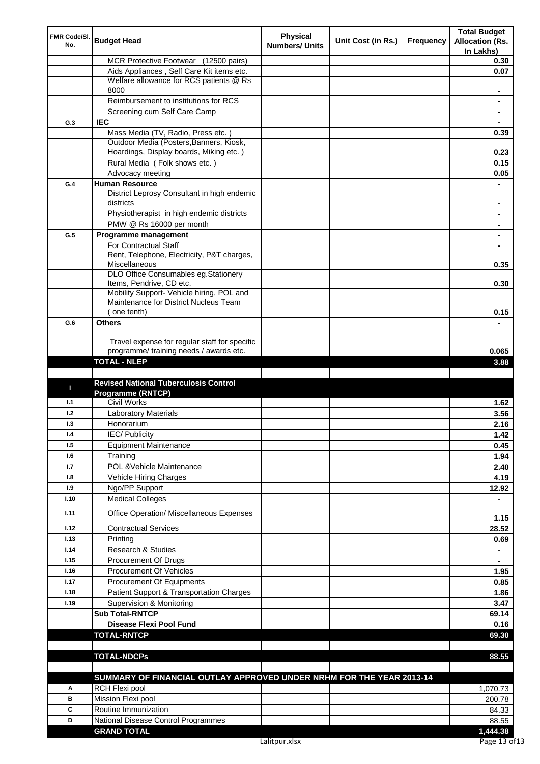| FMR Code/Sl. No. | Budget Head | Physical Numbers/ Units | Unit Cost (in Rs.) | Frequency | Total Budget Allocation (Rs. In Lakhs) |
|---|---|---|---|---|---|
| | MCR Protective Footwear (12500 pairs) | | | | 0.30 |
| | Aids Appliances , Self Care Kit items etc. | | | | 0.07 |
| | Welfare allowance for RCS patients @ Rs 8000 | | | | - |
| | Reimbursement to institutions for RCS | | | | - |
| | Screening cum Self Care Camp | | | | - |
| G.3 | **IEC** | | | | - |
| | Mass Media (TV, Radio, Press etc. ) | | | | 0.39 |
| | Outdoor Media (Posters,Banners, Kiosk, Hoardings, Display boards, Miking etc. ) | | | | 0.23 |
| | Rural Media ( Folk shows etc. ) | | | | 0.15 |
| | Advocacy meeting | | | | 0.05 |
| G.4 | **Human Resource** | | | | - |
| | District Leprosy Consultant in high endemic districts | | | | - |
| | Physiotherapist in high endemic districts | | | | - |
| | PMW @ Rs 16000 per month | | | | - |
| G.5 | **Programme management** | | | | - |
| | For Contractual Staff | | | | - |
| | Rent, Telephone, Electricity, P&T charges, Miscellaneous | | | | 0.35 |
| | DLO Office Consumables eg.Stationery Items, Pendrive, CD etc. | | | | 0.30 |
| | Mobility Support- Vehicle hiring, POL and Maintenance for District Nucleus Team ( one tenth) | | | | 0.15 |
| G.6 | **Others** | | | | - |
| | Travel expense for regular staff for specific programme/ training needs / awards etc. | | | | 0.065 |
| | **TOTAL - NLEP** | | | | **3.88** |
| | | | | | |
| I | **Revised National Tuberculosis Control Programme (RNTCP)** | | | | |
| I.1 | Civil Works | | | | 1.62 |
| I.2 | Laboratory Materials | | | | 3.56 |
| I.3 | Honorarium | | | | 2.16 |
| I.4 | IEC/ Publicity | | | | 1.42 |
| I.5 | Equipment Maintenance | | | | 0.45 |
| I.6 | Training | | | | 1.94 |
| I.7 | POL &Vehicle Maintenance | | | | 2.40 |
| I.8 | Vehicle Hiring Charges | | | | 4.19 |
| I.9 | Ngo/PP Support | | | | 12.92 |
| I.10 | Medical Colleges | | | | - |
| I.11 | Office Operation/ Miscellaneous Expenses | | | | 1.15 |
| I.12 | Contractual Services | | | | 28.52 |
| I.13 | Printing | | | | 0.69 |
| I.14 | Research & Studies | | | | - |
| I.15 | Procurement Of Drugs | | | | - |
| I.16 | Procurement Of Vehicles | | | | 1.95 |
| I.17 | Procurement Of Equipments | | | | 0.85 |
| I.18 | Patient Support & Transportation Charges | | | | 1.86 |
| I.19 | Supervision & Monitoring | | | | 3.47 |
| | **Sub Total-RNTCP** | | | | **69.14** |
| | **Disease Flexi Pool Fund** | | | | **0.16** |
| | **TOTAL-RNTCP** | | | | **69.30** |
| | | | | | |
| | **TOTAL-NDCPs** | | | | **88.55** |
| | | | | | |
| | **SUMMARY OF FINANCIAL OUTLAY APPROVED UNDER NRHM FOR THE YEAR 2013-14** | | | | |
| A | RCH Flexi pool | | | | 1,070.73 |
| B | Mission Flexi pool | | | | 200.78 |
| C | Routine Immunization | | | | 84.33 |
| D | National Disease Control Programmes | | | | 88.55 |
| | **GRAND TOTAL** | | | | **1,444.38** |

Lalitpur.xlsx